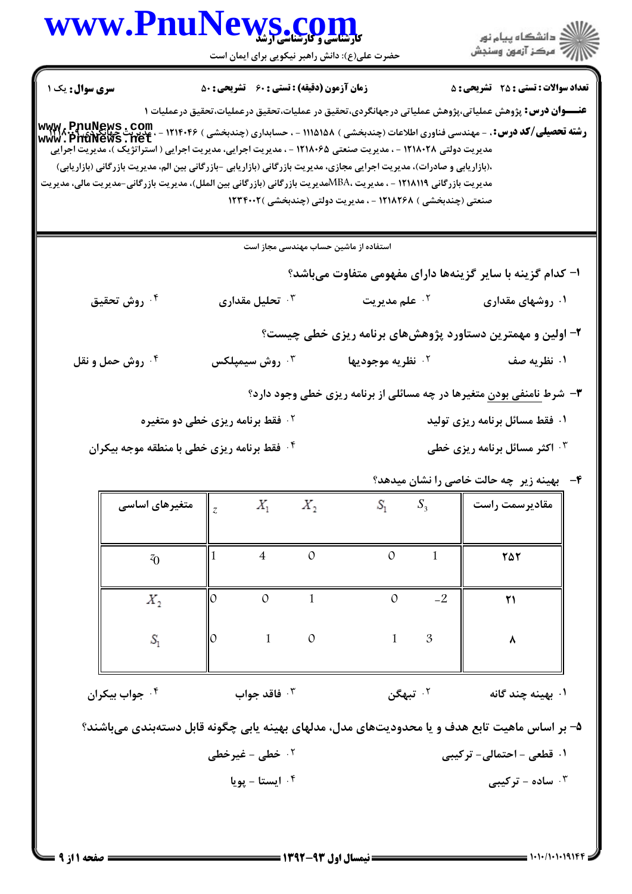کارشناسی و کارشناسی ارشد

حضرت علی(ع): دانش راهبر نیکویی برای ایمان است

**سری سوال:** یک ۱ | **زمان آزمون (دقیقه) : تستی : ۶۰ تشریحی : ۵۰** | **تعداد سوالات : تستی : ۲۵ تشریحی : ۵**

**عنـــوان درس:** پژوهش عملیاتی،پژوهش عملیاتی درجهانگردی،تحقیق در عملیات،تحقیق درعملیات،تحقیق درعملیات ۱

**رشته تحصیلی/کد درس:** - مهندسی فناوری اطلاعات (چندبخشی ) ۱۱۱۵۱۵۸ - ، حسابداری (چندبخشی ) ۱۲۱۴۰۴۶ - ، مدیریت جهانگردی ۱۲۱۸۰۰۹ - ، مدیریت دولتی ۱۲۱۸۰۲۸ - ، مدیریت صنعتی ۱۲۱۸۰۶۵ - ، مدیریت اجرایی، مدیریت اجرایی ( استراتژیک )، مدیریت اجرایی ،(بازاریابی و صادرات)، مدیریت اجرایی مجازی، مدیریت بازرگانی (بازاریابی -بازرگانی بین الم، مدیریت بازرگانی (بازاریابی) مدیریت بازرگانی ۱۲۱۸۱۱۹ - ، مدیریت MBA،مدیریت بازرگانی (بازرگانی بین الملل)، مدیریت بازرگانی-مدیریت مالی، مدیریت صنعتی (چندبخشی ) ۱۲۱۸۲۶۸ - ، مدیریت دولتی (چندبخشی )۱۲۳۴۰۰۲

استفاده از ماشین حساب مهندسی مجاز است

۱- کدام گزینه با سایر گزینه‌ها دارای مفهومی متفاوت می‌باشد؟

۱. روشهای مقداری
۲. علم مدیریت
۳. تحلیل مقداری
۴. روش تحقیق

۲- اولین و مهمترین دستاورد پژوهش‌های برنامه ریزی خطی چیست؟

۱. نظریه صف
۲. نظریه موجودیها
۳. روش سیمپلکس
۴. روش حمل و نقل

۳- شرط نامنفی بودن متغیرها در چه مسائلی از برنامه ریزی خطی وجود دارد؟

۱. فقط مسائل برنامه ریزی تولید
۲. فقط برنامه ریزی خطی دو متغیره
۳. اکثر مسائل برنامه ریزی خطی
۴. فقط برنامه ریزی خطی با منطقه موجه بیکران

۴- بهینه زیر چه حالت خاصی را نشان میدهد؟

| متغیرهای اساسی | $z$ | $X_1$ | $X_2$ | $S_1$ | $S_3$ | مقادیرسمت راست |
|---|---|---|---|---|---|---|
| $z_0$ | 1 | 4 | 0 | 0 | 1 | ۲۵۲ |
| $X_2$ | 0 | 0 | 1 | 0 | -2 | ۲۱ |
| $S_1$ | 0 | 1 | 0 | 1 | 3 | ۸ |

۱. بهینه چند گانه
۲. تبهگن
۳. فاقد جواب
۴. جواب بیکران

۵- بر اساس ماهیت تابع هدف و یا محدودیت‌های مدل، مدلهای بهینه یابی چگونه قابل دسته‌بندی می‌باشند؟

۱. قطعی - احتمالی- ترکیبی
۲. خطی - غیرخطی
۳. ساده - ترکیبی
۴. ایستا - پویا

نیمسال اول ۹۳-۱۳۹۲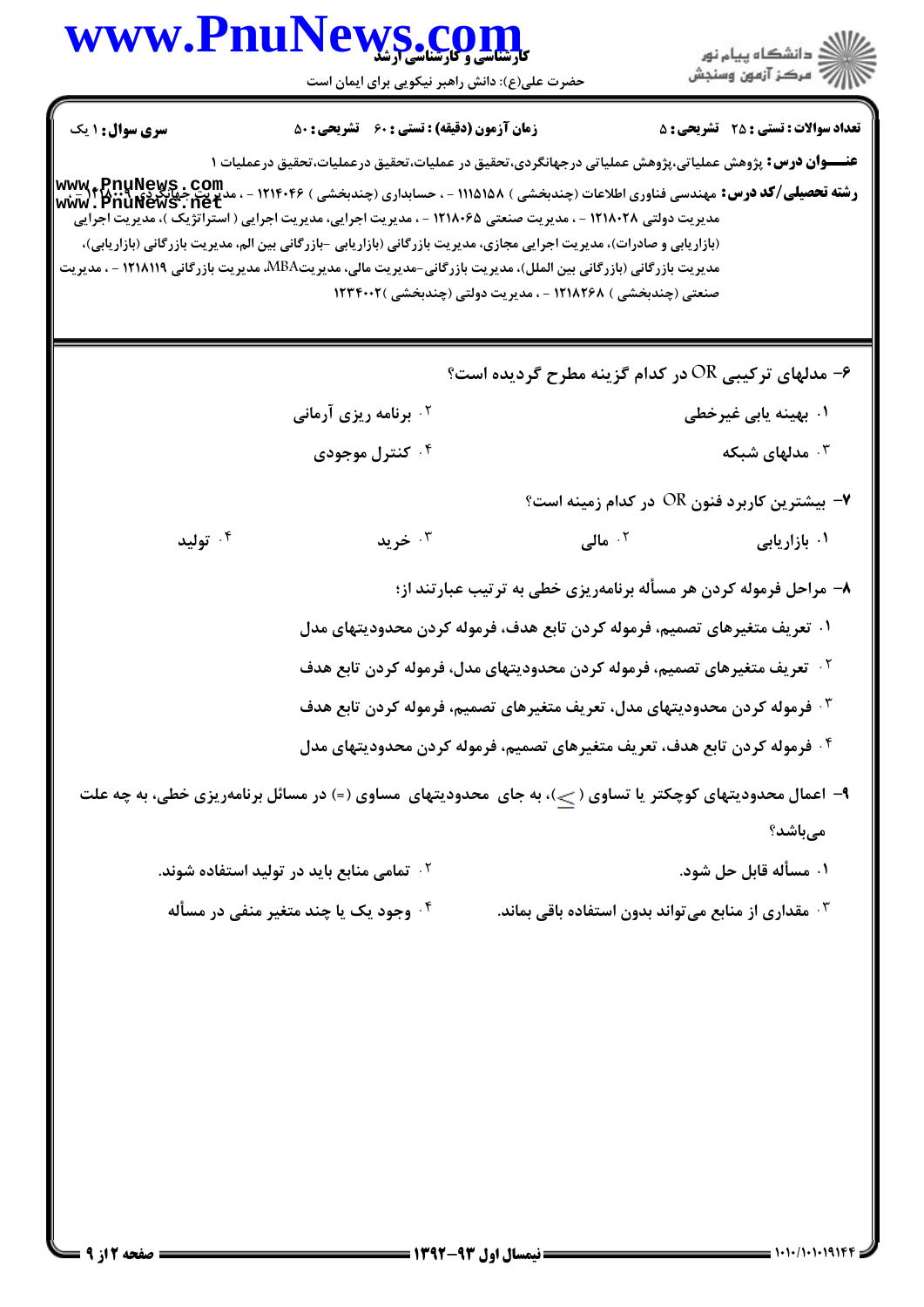**سری سؤال:** ۱ یک | **زمان آزمون (دقیقه) : تستی :** ۶۰ **تشریحی :** ۵۰ | **تعداد سوالات : تستی :** ۲۵ **تشریحی :** ۵

**عنـــوان درس:** پژوهش عملیاتی،پژوهش عملیاتی درجهانگردی،تحقیق در عملیات،تحقیق درعملیات،تحقیق درعملیات ۱

**رشته تحصیلی/کد درس:** مهندسی فناوری اطلاعات (چندبخشی ) ۱۱۱۵۱۵۸ - ، حسابداری (چندبخشی ) ۱۲۱۴۰۴۶ - ، مدیریت جهانگردی ۱۲۱۵۰۰۹ - ، مدیریت دولتی ۱۲۱۸۰۲۸ - ، مدیریت صنعتی ۱۲۱۸۰۶۵ - ، مدیریت اجرایی، مدیریت اجرایی ( استراتژیک )، مدیریت اجرایی (بازاریابی و صادرات)، مدیریت اجرایی مجازی، مدیریت بازرگانی (بازاریابی -بازرگانی بین الم، مدیریت بازرگانی (بازاریابی)، مدیریت بازرگانی (بازرگانی بین الملل)، مدیریت بازرگانی-مدیریت مالی، مدیریتMBA، مدیریت بازرگانی ۱۲۱۸۱۱۹ - ، مدیریت صنعتی (چندبخشی ) ۱۲۱۸۲۶۸ - ، مدیریت دولتی (چندبخشی )۱۲۳۴۰۰۲

**۶- مدلهای ترکیبی OR در کدام گزینه مطرح گردیده است؟**

۱. بهینه یابی غیرخطی

۲. برنامه ریزی آرمانی

۳. مدلهای شبکه

۴. کنترل موجودی

**۷- بیشترین کاربرد فنون OR در کدام زمینه است؟**

۱. بازاریابی

۲. مالی

۳. خرید

۴. تولید

**۸- مراحل فرموله کردن هر مسأله برنامه‌ریزی خطی به ترتیب عبارتند از؛**

۱. تعریف متغیرهای تصمیم، فرموله کردن تابع هدف، فرموله کردن محدودیتهای مدل

۲. تعریف متغیرهای تصمیم، فرموله کردن محدودیتهای مدل، فرموله کردن تابع هدف

۳. فرموله کردن محدودیتهای مدل، تعریف متغیرهای تصمیم، فرموله کردن تابع هدف

۴. فرموله کردن تابع هدف، تعریف متغیرهای تصمیم، فرموله کردن محدودیتهای مدل

**۹- اعمال محدودیتهای کوچکتر یا تساوی ($\leq$)، به جای محدودیتهای مساوی (=) در مسائل برنامه‌ریزی خطی، به چه علت می‌باشد؟**

۱. مسأله قابل حل شود.

۲. تمامی منابع باید در تولید استفاده شوند.

۳. مقداری از منابع می‌تواند بدون استفاده باقی بماند.

۴. وجود یک یا چند متغیر منفی در مسأله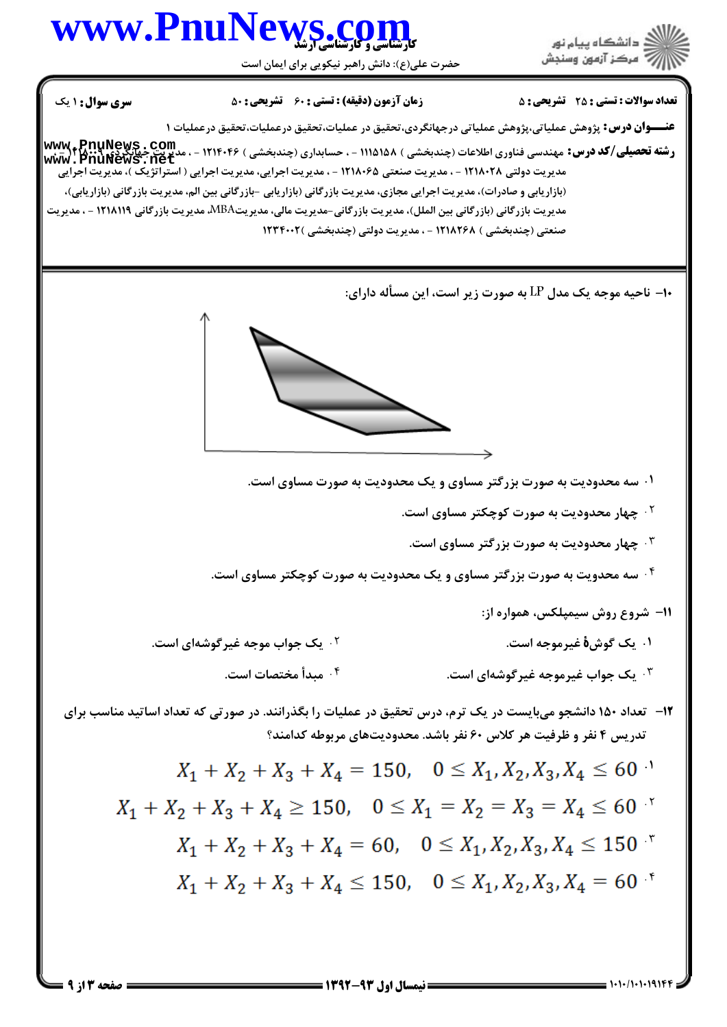**تعداد سوالات : تستی : ۲۵ تشریحی : ۵** **زمان آزمون (دقیقه) : تستی : ۶۰ تشریحی : ۵۰** **سری سوال : ۱ یک**

**عنـــوان درس:** پژوهش عملیاتی،پژوهش عملیاتی درجهانگردی،تحقیق در عملیات،تحقیق درعملیات،تحقیق درعملیات ۱

**رشته تحصیلی/کد درس:** مهندسی فناوری اطلاعات (چندبخشی ) ۱۱۱۵۱۵۸ - ، حسابداری (چندبخشی ) ۱۲۱۴۰۴۶ - ، مدیریت جهانگردی ۱۲۱۵۰۰۹ - ، مدیریت دولتی ۱۲۱۸۰۲۸ - ، مدیریت صنعتی ۱۲۱۸۰۶۵ - ، مدیریت اجرایی، مدیریت اجرایی ( استراتژیک )، مدیریت اجرایی (بازاریابی و صادرات)، مدیریت اجرایی مجازی، مدیریت بازرگانی (بازاریابی -بازرگانی بین الم، مدیریت بازرگانی (بازاریابی)، مدیریت بازرگانی (بازرگانی بین الملل)، مدیریت بازرگانی-مدیریت مالی، مدیریتMBA، مدیریت بازرگانی ۱۲۱۸۱۱۹ - ، مدیریت صنعتی (چندبخشی ) ۱۲۱۸۲۶۸ - ، مدیریت دولتی (چندبخشی )۱۲۳۴۰۰۲

۱۰- ناحیه موجه یک مدل LP به صورت زیر است، این مسأله دارای:

۱. سه محدودیت به صورت بزرگتر مساوی و یک محدودیت به صورت مساوی است.

۲. چهار محدودیت به صورت کوچکتر مساوی است.

۳. چهار محدودیت به صورت بزرگتر مساوی است.

۴. سه محدویت به صورت بزرگتر مساوی و یک محدودیت به صورت کوچکتر مساوی است.

۱۱- شروع روش سیمپلکس، همواره از:

۱. یک گوشهٔ غیرموجه است.

۲. یک جواب موجه غیرگوشه‌ای است.

۳. یک جواب غیرموجه غیرگوشه‌ای است.

۴. مبدأ مختصات است.

۱۲- تعداد ۱۵۰ دانشجو می‌بایست در یک ترم، درس تحقیق در عملیات را بگذرانند. در صورتی که تعداد اساتید مناسب برای تدریس ۴ نفر و ظرفیت هر کلاس ۶۰ نفر باشد. محدودیت‌های مربوطه کدامند؟

۱. $X_1 + X_2 + X_3 + X_4 = 150, \quad 0 \le X_1, X_2, X_3, X_4 \le 60$

۲. $X_1 + X_2 + X_3 + X_4 \ge 150, \quad 0 \le X_1 = X_2 = X_3 = X_4 \le 60$

۳. $X_1 + X_2 + X_3 + X_4 = 60, \quad 0 \le X_1, X_2, X_3, X_4 \le 150$

۴. $X_1 + X_2 + X_3 + X_4 \le 150, \quad 0 \le X_1, X_2, X_3, X_4 = 60$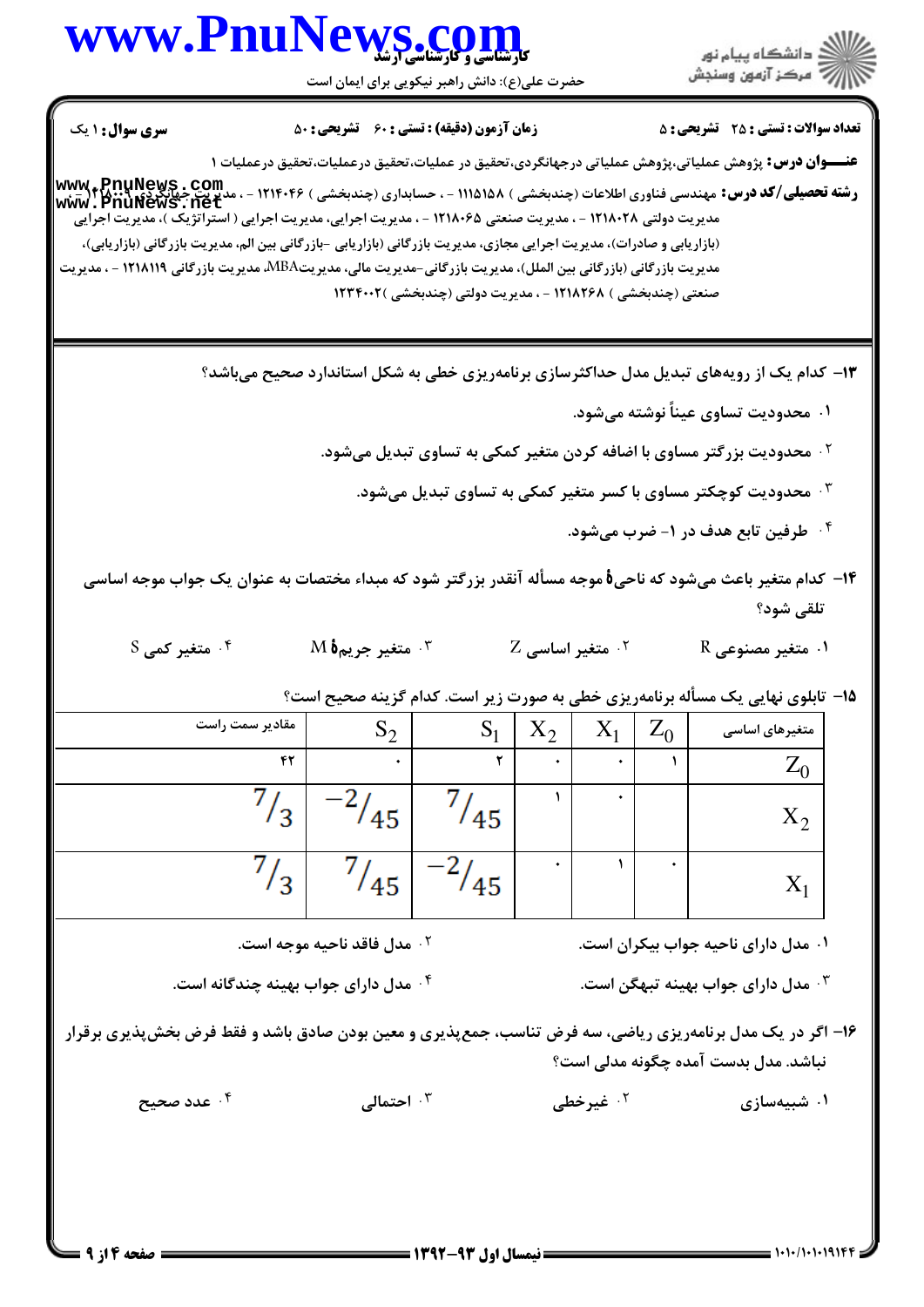**سری سوال:** ۱ یک

**زمان آزمون (دقیقه) : تستی : ۶۰ تشریحی : ۵۰**

**تعداد سوالات : تستی : ۲۵ تشریحی : ۵**

**عنـــوان درس:** پژوهش عملیاتی،پژوهش عملیاتی درجهانگردی،تحقیق در عملیات،تحقیق درعملیات،تحقیق درعملیات ۱

**رشته تحصیلی/کد درس:** مهندسی فناوری اطلاعات (چندبخشی ) ۱۱۱۵۱۵۸ - ، حسابداری (چندبخشی ) ۱۲۱۴۰۴۶ - ، مدیریت جهانگردی ۱۲۱۵۰۰۹ - ، مدیریت دولتی ۱۲۱۸۰۲۸ - ، مدیریت صنعتی ۱۲۱۸۰۶۵ - ، مدیریت اجرایی، مدیریت اجرایی ( استراتژیک )، مدیریت اجرایی (بازاریابی و صادرات)، مدیریت اجرایی مجازی، مدیریت بازرگانی (بازاریابی -بازرگانی بین الم، مدیریت بازرگانی (بازاریابی)، مدیریت بازرگانی (بازرگانی بین الملل)، مدیریت بازرگانی-مدیریت مالی، مدیریتMBA، مدیریت بازرگانی ۱۲۱۸۱۱۹ - ، مدیریت صنعتی (چندبخشی ) ۱۲۱۸۲۶۸ - ، مدیریت دولتی (چندبخشی )۱۲۳۴۰۰۲

۱۳- کدام یک از رویه‌های تبدیل مدل حداکثرسازی برنامه‌ریزی خطی به شکل استاندارد صحیح می‌باشد؟

۱. محدودیت تساوی عیناً نوشته می‌شود.

۲. محدودیت بزرگتر مساوی با اضافه کردن متغیر کمکی به تساوی تبدیل می‌شود.

۳. محدودیت کوچکتر مساوی با کسر متغیر کمکی به تساوی تبدیل می‌شود.

۴. طرفین تابع هدف در ۱- ضرب می‌شود.

۱۴- کدام متغیر باعث می‌شود که ناحیهٔ موجه مسأله آنقدر بزرگتر شود که مبداء مختصات به عنوان یک جواب موجه اساسی تلقی شود؟

۱. متغیر مصنوعی R

۲. متغیر اساسی Z

۳. متغیر جریمهٔ M

۴. متغیر کمی S

۱۵- تابلوی نهایی یک مسأله برنامه‌ریزی خطی به صورت زیر است. کدام گزینه صحیح است؟

| متغیرهای اساسی | $Z_0$ | $X_1$ | $X_2$ | $S_1$ | $S_2$ | مقادیر سمت راست |
|---|---|---|---|---|---|---|
| $Z_0$ | ۱ | ۰ | ۰ | ۲ | ۰ | ۴۲ |
| $X_2$ | | ۰ | ۱ | $7/45$ | $-2/45$ | $7/3$ |
| $X_1$ | ۰ | ۱ | ۰ | $-2/45$ | $7/45$ | $7/3$ |

۱. مدل دارای ناحیه جواب بیکران است.

۲. مدل فاقد ناحیه موجه است.

۳. مدل دارای جواب بهینه تبهگن است.

۴. مدل دارای جواب بهینه چندگانه است.

۱۶- اگر در یک مدل برنامه‌ریزی ریاضی، سه فرض تناسب، جمع‌پذیری و معین بودن صادق باشد و فقط فرض بخش‌پذیری برقرار نباشد. مدل بدست آمده چگونه مدلی است؟

۱. شبیه‌سازی

۲. غیرخطی

۳. احتمالی

۴. عدد صحیح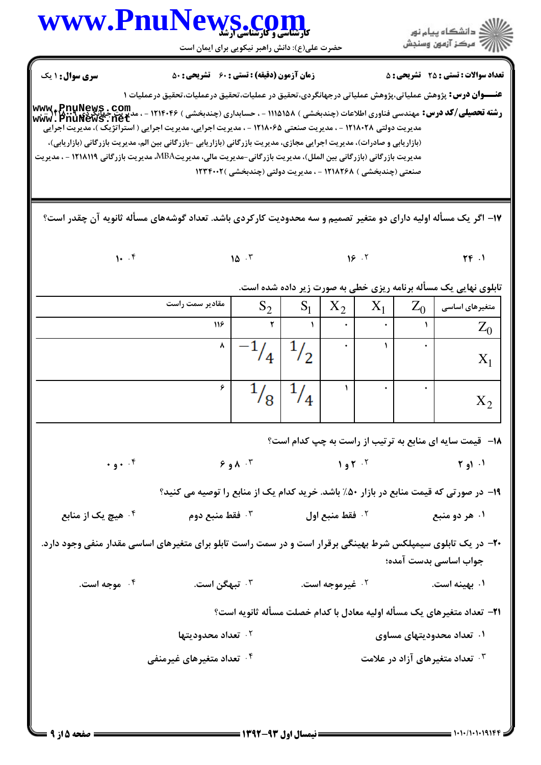**سری سوال:** ۱ یک

**زمان آزمون (دقیقه) : تستی : ۶۰ تشریحی : ۵۰**

**تعداد سوالات : تستی : ۲۵ تشریحی : ۵**

**عنـــوان درس:** پژوهش عملیاتی،پژوهش عملیاتی درجهانگردی،تحقیق در عملیات،تحقیق درعملیات،تحقیق درعملیات ۱

**رشته تحصیلی/کد درس:** مهندسی فناوری اطلاعات (چندبخشی ) ۱۱۱۵۱۵۸ - ، حسابداری (چندبخشی ) ۱۲۱۴۰۴۶ - ، مدیریت جهانگردی ۱۲۱۵۰۰۱ - ، مدیریت دولتی ۱۲۱۸۰۲۸ - ، مدیریت صنعتی ۱۲۱۸۰۶۵ - ، مدیریت اجرایی، مدیریت اجرایی ( استراتژیک )، مدیریت اجرایی (بازاریابی و صادرات)، مدیریت اجرایی مجازی، مدیریت بازرگانی (بازاریابی -بازرگانی بین الم، مدیریت بازرگانی (بازاریابی)، مدیریت بازرگانی (بازرگانی بین الملل)، مدیریت بازرگانی-مدیریت مالی، مدیریتMBA، مدیریت بازرگانی ۱۲۱۸۱۱۹ - ، مدیریت صنعتی (چندبخشی ) ۱۲۱۸۲۶۸ - ، مدیریت دولتی (چندبخشی )۱۲۳۴۰۰۲

۱۷- اگر یک مسأله اولیه دارای دو متغیر تصمیم و سه محدودیت کارکردی باشد. تعداد گوشه‌های مسأله ثانویه آن چقدر است؟

۱. ۲۴　　۲. ۱۶　　۳. ۱۵　　۴. ۱۰

تابلوی نهایی یک مسأله برنامه ریزی خطی به صورت زیر داده شده است.

| متغیرهای اساسی | $Z_0$ | $X_1$ | $X_2$ | $S_1$ | $S_2$ | مقادیر سمت راست |
|---|---|---|---|---|---|---|
| $Z_0$ | ۱ | ۰ | ۰ | ۱ | ۲ | ۱۱۶ |
| $X_1$ | ۰ | ۱ | ۰ | $1/2$ | $-1/4$ | ۸ |
| $X_2$ | ۰ | ۰ | ۱ | $1/4$ | $1/8$ | ۶ |

۱۸- قیمت سایه ای منابع به ترتیب از راست به چپ کدام است؟

۱. ۱ و ۲　　۲. ۲ و ۱　　۳. ۸ و ۶　　۴. ۰ و ۰

۱۹- در صورتی که قیمت منابع در بازار ۵۰٪ باشد. خرید کدام یک از منابع را توصیه می کنید؟

۱. هر دو منبع　　۲. فقط منبع اول　　۳. فقط منبع دوم　　۴. هیچ یک از منابع

۲۰- در یک تابلوی سیمپلکس شرط بهینگی برقرار است و در سمت راست تابلو برای متغیرهای اساسی مقدار منفی وجود دارد. جواب اساسی بدست آمده؛

۱. بهینه است.　　۲. غیرموجه است.　　۳. تبهگن است.　　۴. موجه است.

۲۱- تعداد متغیرهای یک مسأله اولیه معادل با کدام خصلت مسأله ثانویه است؟

۱. تعداد محدودیتهای مساوی　　۲. تعداد محدودیتها

۳. تعداد متغیرهای آزاد در علامت　　۴. تعداد متغیرهای غیرمنفی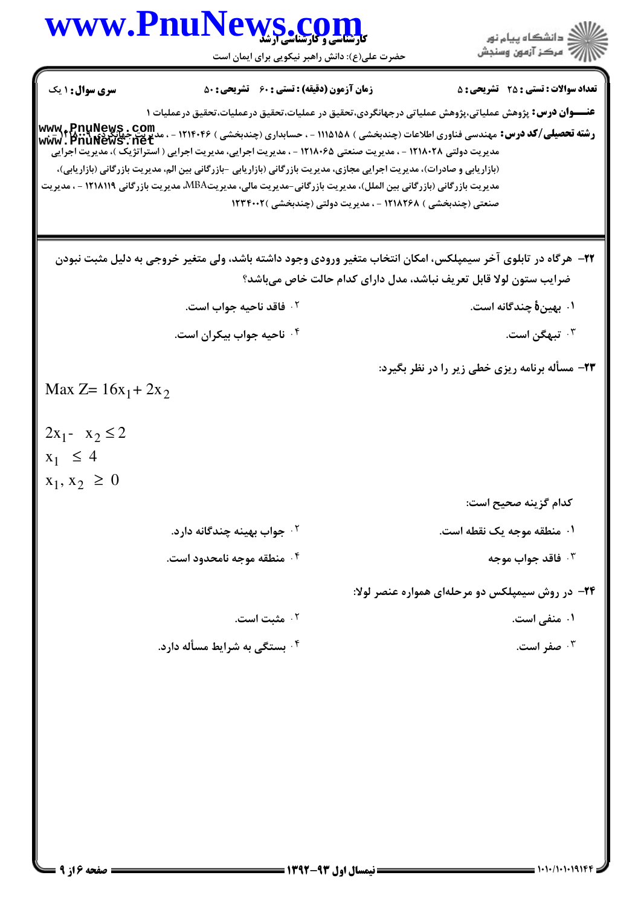**تعداد سوالات : تستی : ۲۵ تشریحی : ۵** | **زمان آزمون (دقیقه) : تستی : ۶۰ تشریحی : ۵۰** | **سری سوال : ۱ یک**

**عنـــوان درس:** پژوهش عملیاتی،پژوهش عملیاتی درجهانگردی،تحقیق در عملیات،تحقیق درعملیات،تحقیق درعملیات ۱

**رشته تحصیلی/کد درس:** مهندسی فناوری اطلاعات (چندبخشی ) ۱۱۱۵۱۵۸ - ، حسابداری (چندبخشی ) ۱۲۱۴۰۴۶ - ، مدیریت جهانگردی ۱۲۱۵۰۰۹ - ، مدیریت دولتی ۱۲۱۸۰۲۸ - ، مدیریت صنعتی ۱۲۱۸۰۶۵ - ، مدیریت اجرایی، مدیریت اجرایی ( استراتژیک )، مدیریت اجرایی (بازاریابی و صادرات)، مدیریت اجرایی مجازی، مدیریت بازرگانی (بازاریابی -بازرگانی بین الم، مدیریت بازرگانی (بازاریابی)، مدیریت بازرگانی (بازرگانی بین الملل)، مدیریت بازرگانی-مدیریت مالی، مدیریتMBA، مدیریت بازرگانی ۱۲۱۸۱۱۹ - ، مدیریت صنعتی (چندبخشی ) ۱۲۱۸۲۶۸ - ، مدیریت دولتی (چندبخشی )۱۲۳۴۰۰۲

**۲۲-** هرگاه در تابلوی آخر سیمپلکس، امکان انتخاب متغیر ورودی وجود داشته باشد، ولی متغیر خروجی به دلیل مثبت نبودن ضرایب ستون لولا قابل تعریف نباشد، مدل دارای کدام حالت خاص می‌باشد؟

۱. بهینۀ چندگانه است.

۲. فاقد ناحیه جواب است.

۳. تبهگن است.

۴. ناحیه جواب بیکران است.

**۲۳-** مسأله برنامه ریزی خطی زیر را در نظر بگیرد:

$$\text{Max } Z = 16x_1 + 2x_2$$

$$2x_1 - x_2 \leq 2$$

$$x_1 \leq 4$$

$$x_1, x_2 \geq 0$$

کدام گزینه صحیح است:

۱. منطقه موجه یک نقطه است.

۲. جواب بهینه چندگانه دارد.

۳. فاقد جواب موجه

۴. منطقه موجه نامحدود است.

**۲۴-** در روش سیمپلکس دو مرحله‌ای همواره عنصر لولا:

۱. منفی است.

۲. مثبت است.

۳. صفر است.

۴. بستگی به شرایط مسأله دارد.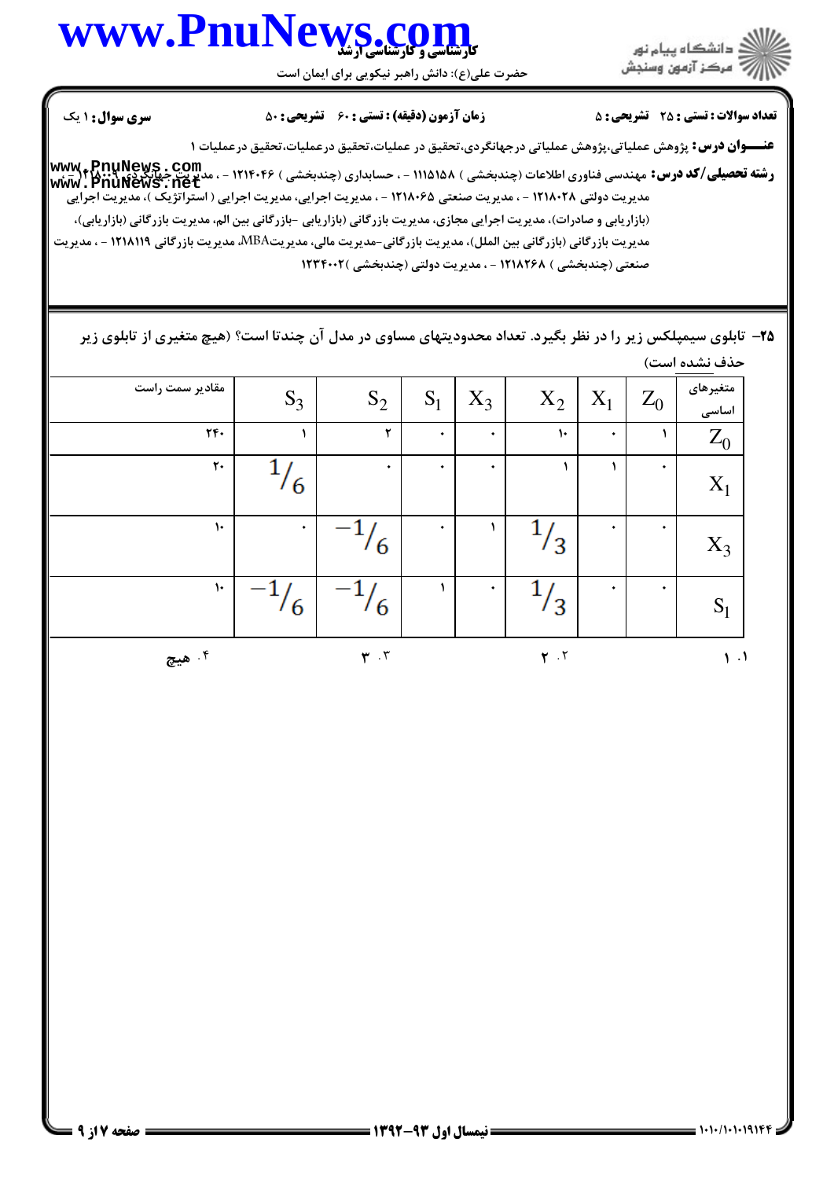**۲۵- تابلوی سیمپلکس زیر را در نظر بگیرد. تعداد محدودیتهای مساوی در مدل آن چندتا است؟ (هیچ متغیری از تابلوی زیر حذف نشده است)**

| متغیرهای اساسی | $Z_0$ | $X_1$ | $X_2$ | $X_3$ | $S_1$ | $S_2$ | $S_3$ | مقادیر سمت راست |
|---|---|---|---|---|---|---|---|---|
| $Z_0$ | ۱ | ۰ | ۱۰ | ۰ | ۰ | ۲ | ۱ | ۲۴۰ |
| $X_1$ | ۰ | ۱ | ۱ | ۰ | ۰ | ۰ | $1/6$ | ۲۰ |
| $X_3$ | ۰ | ۰ | $1/3$ | ۱ | ۰ | $-1/6$ | ۰ | ۱۰ |
| $S_1$ | ۰ | ۰ | $1/3$ | ۰ | ۱ | $-1/6$ | $-1/6$ | ۱۰ |

۱. ۱ &nbsp;&nbsp;&nbsp; ۲. ۲ &nbsp;&nbsp;&nbsp; ۳. ۳ &nbsp;&nbsp;&nbsp; ۴. هیچ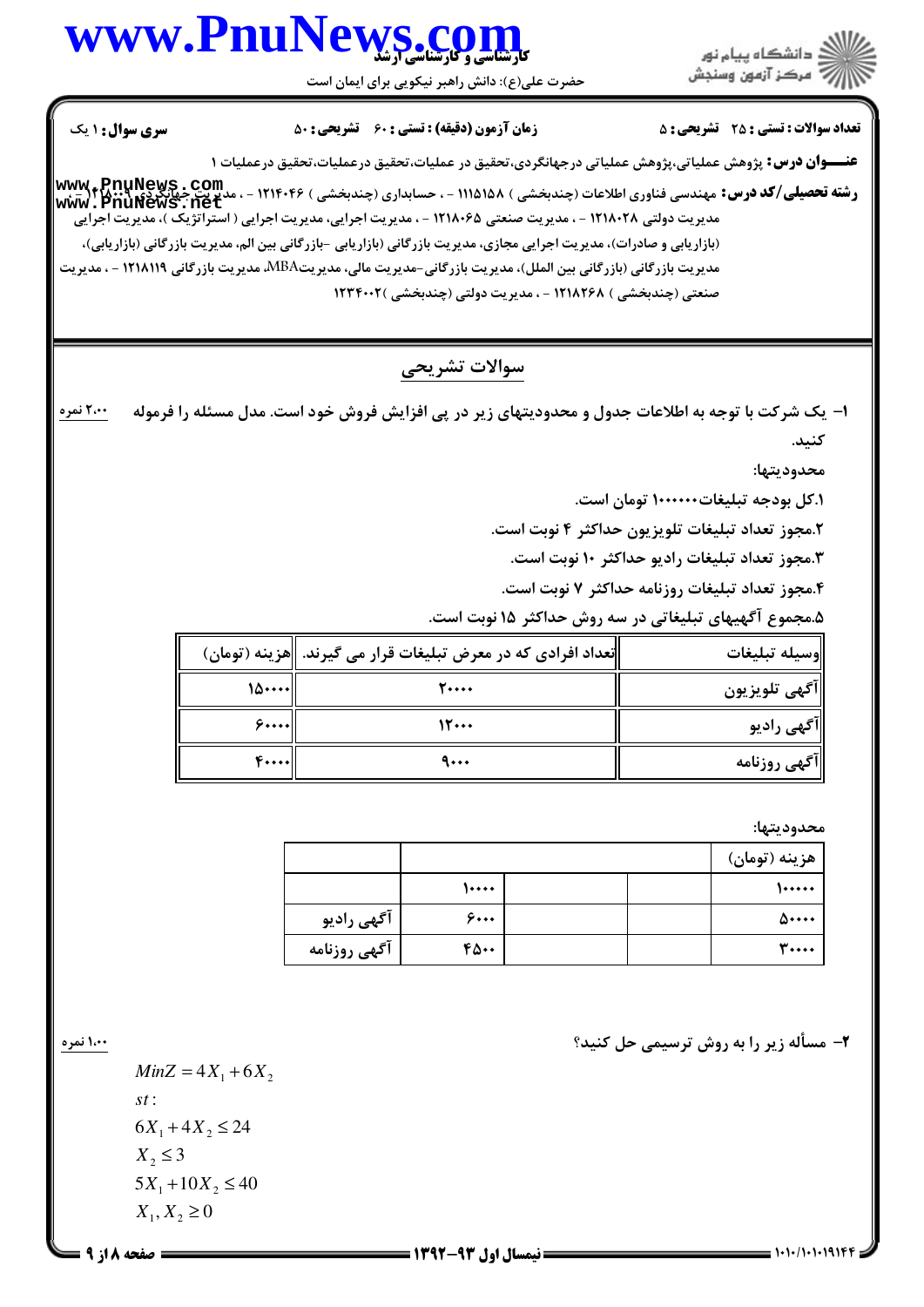**تعداد سوالات : تستی : ۲۵ تشریحی : ۵** | **زمان آزمون (دقیقه) : تستی : ۶۰ تشریحی : ۵۰** | **سری سوال : ۱ یک**

**عنـــوان درس:** پژوهش عملیاتی،پژوهش عملیاتی درجهانگردی،تحقیق در عملیات،تحقیق درعملیات،تحقیق درعملیات ۱

**رشته تحصیلی/کد درس:** مهندسی فناوری اطلاعات (چندبخشی ) ۱۱۱۵۱۵۸ - ، حسابداری (چندبخشی ) ۱۲۱۴۰۴۶ - ، مدیریت جهانگردی ۱۲۱۵۰۰۹ - ، مدیریت دولتی ۱۲۱۸۰۲۸ - ، مدیریت صنعتی ۱۲۱۸۰۶۵ - ، مدیریت اجرایی، مدیریت اجرایی ( استراتژیک )، مدیریت اجرایی (بازاریابی و صادرات)، مدیریت اجرایی مجازی، مدیریت بازرگانی (بازاریابی -بازرگانی بین الم، مدیریت بازرگانی (بازاریابی)، مدیریت بازرگانی (بازرگانی بین الملل)، مدیریت بازرگانی-مدیریت مالی، مدیریتMBA، مدیریت بازرگانی ۱۲۱۸۱۱۹ - ، مدیریت صنعتی (چندبخشی ) ۱۲۱۸۲۶۸ - ، مدیریت دولتی (چندبخشی )۱۲۳۴۰۰۲

## سوالات تشریحی

۱- یک شرکت با توجه به اطلاعات جدول و محدودیتهای زیر در پی افزایش فروش خود است. مدل مسئله را فرموله کنید. **۲،۰۰ نمره**

محدودیتها:

۱.کل بودجه تبلیغات۱۰۰۰۰۰۰ تومان است.

۲.مجوز تعداد تبلیغات تلویزیون حداکثر ۴ نوبت است.

۳.مجوز تعداد تبلیغات رادیو حداکثر ۱۰ نوبت است.

۴.مجوز تعداد تبلیغات روزنامه حداکثر ۷ نوبت است.

۵.مجموع آگهیهای تبلیغاتی در سه روش حداکثر ۱۵ نوبت است.

| وسیله تبلیغات | تعداد افرادی که در معرض تبلیغات قرار می گیرند. | هزینه (تومان) |
|---|---|---|
| آگهی تلویزیون | ۲۰۰۰۰ | ۱۵۰۰۰۰ |
| آگهی رادیو | ۱۲۰۰۰ | ۶۰۰۰۰ |
| آگهی روزنامه | ۹۰۰۰ | ۴۰۰۰۰ |

محدودیتها:

| هزینه (تومان) | | | | |
|---|---|---|---|---|
| ۱۰۰۰۰۰ | | | ۱۰۰۰۰ | |
| ۵۰۰۰۰ | | | ۶۰۰۰ | آگهی رادیو |
| ۳۰۰۰۰ | | | ۴۵۰۰ | آگهی روزنامه |

۲- مسأله زیر را به روش ترسیمی حل کنید؟ **۱،۰۰ نمره**

$$MinZ = 4X_1 + 6X_2$$

$st:$

$$6X_1 + 4X_2 \le 24$$

$$X_2 \le 3$$

$$5X_1 + 10X_2 \le 40$$

$$X_1, X_2 \ge 0$$

**نیمسال اول ۹۳-۱۳۹۲**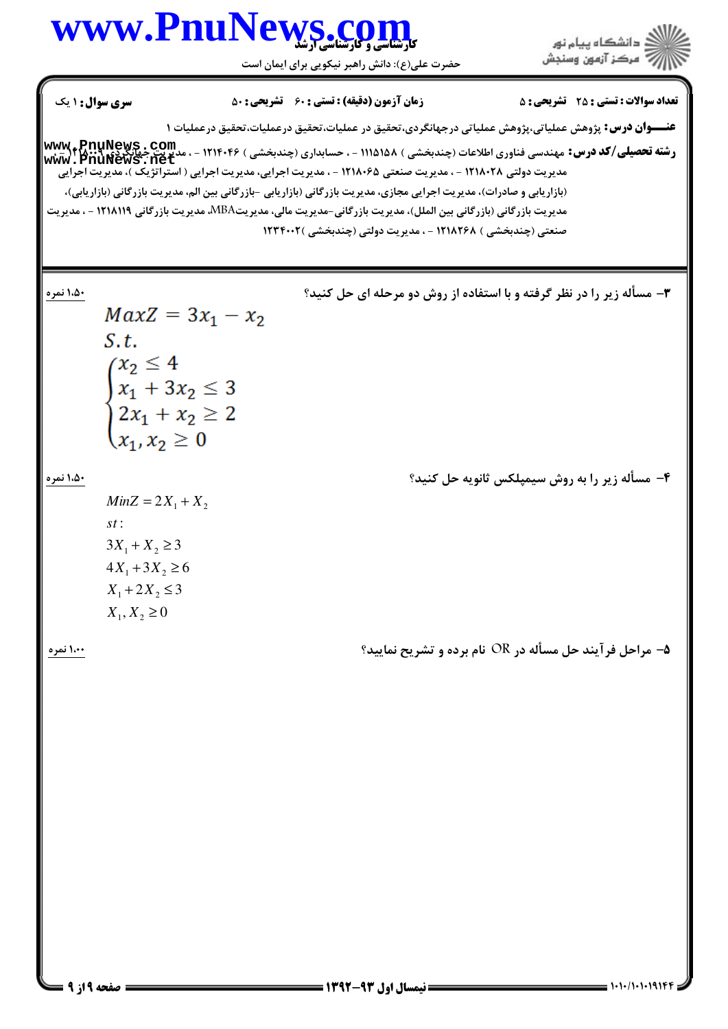**تعداد سوالات : تستی : ۲۵ تشریحی : ۵** | **زمان آزمون (دقیقه) : تستی : ۶۰ تشریحی : ۵۰** | **سری سوال : ۱ یک**

**عنـــوان درس:** پژوهش عملیاتی،پژوهش عملیاتی درجهانگردی،تحقیق در عملیات،تحقیق درعملیات،تحقیق درعملیات ۱

**رشته تحصیلی/کد درس:** مهندسی فناوری اطلاعات (چندبخشی ) ۱۱۱۵۱۵۸ - ، حسابداری (چندبخشی ) ۱۲۱۴۰۴۶ - ، مدیریت جهانگردی ۱۲۱۵۰۰۹ - ، مدیریت دولتی ۱۲۱۸۰۲۸ - ، مدیریت صنعتی ۱۲۱۸۰۶۵ - ، مدیریت اجرایی، مدیریت اجرایی ( استراتژیک )، مدیریت اجرایی (بازاریابی و صادرات)، مدیریت اجرایی مجازی، مدیریت بازرگانی (بازاریابی -بازرگانی بین الم، مدیریت بازرگانی (بازاریابی)، مدیریت بازرگانی (بازرگانی بین الملل)، مدیریت بازرگانی-مدیریت مالی، مدیریتMBA، مدیریت بازرگانی ۱۲۱۸۱۱۹ - ، مدیریت صنعتی (چندبخشی ) ۱۲۱۸۲۶۸ - ، مدیریت دولتی (چندبخشی )۱۲۳۴۰۰۲

---

۳- مسأله زیر را در نظر گرفته و با استفاده از روش دو مرحله ای حل کنید؟ ۱،۵۰ نمره

$$MaxZ = 3x_1 - x_2$$

$$S.t.$$

$$\begin{cases} x_2 \le 4 \\ x_1 + 3x_2 \le 3 \\ 2x_1 + x_2 \ge 2 \\ x_1, x_2 \ge 0 \end{cases}$$

۴- مسأله زیر را به روش سیمپلکس ثانویه حل کنید؟ ۱،۵۰ نمره

$$MinZ = 2X_1 + X_2$$

$$st:$$

$$3X_1 + X_2 \ge 3$$

$$4X_1 + 3X_2 \ge 6$$

$$X_1 + 2X_2 \le 3$$

$$X_1, X_2 \ge 0$$

۵- مراحل فرآیند حل مسأله در OR نام برده و تشریح نمایید؟ ۱،۰۰ نمره